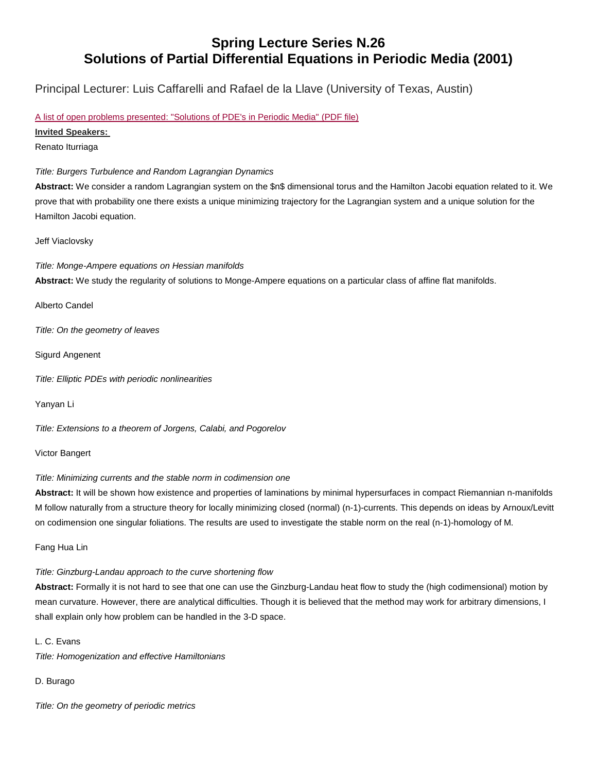# Spring Lecture Series N.26
# Solutions of Partial Differential Equations in Periodic Media (2001)

Principal Lecturer: Luis Caffarelli and Rafael de la Llave (University of Texas, Austin)

A list of open problems presented: "Solutions of PDE's in Periodic Media" (PDF file)

**Invited Speakers:**

Renato Iturriaga

*Title: Burgers Turbulence and Random Lagrangian Dynamics*

**Abstract:** We consider a random Lagrangian system on the $n$ dimensional torus and the Hamilton Jacobi equation related to it. We prove that with probability one there exists a unique minimizing trajectory for the Lagrangian system and a unique solution for the Hamilton Jacobi equation.

Jeff Viaclovsky

*Title: Monge-Ampere equations on Hessian manifolds*

**Abstract:** We study the regularity of solutions to Monge-Ampere equations on a particular class of affine flat manifolds.

Alberto Candel

*Title: On the geometry of leaves*

Sigurd Angenent

*Title: Elliptic PDEs with periodic nonlinearities*

Yanyan Li

*Title: Extensions to a theorem of Jorgens, Calabi, and Pogorelov*

Victor Bangert

*Title: Minimizing currents and the stable norm in codimension one*

**Abstract:** It will be shown how existence and properties of laminations by minimal hypersurfaces in compact Riemannian n-manifolds M follow naturally from a structure theory for locally minimizing closed (normal) (n-1)-currents. This depends on ideas by Arnoux/Levitt on codimension one singular foliations. The results are used to investigate the stable norm on the real (n-1)-homology of M.

Fang Hua Lin

*Title: Ginzburg-Landau approach to the curve shortening flow*

**Abstract:** Formally it is not hard to see that one can use the Ginzburg-Landau heat flow to study the (high codimensional) motion by mean curvature. However, there are analytical difficulties. Though it is believed that the method may work for arbitrary dimensions, I shall explain only how problem can be handled in the 3-D space.

L. C. Evans

*Title: Homogenization and effective Hamiltonians*

D. Burago

*Title: On the geometry of periodic metrics*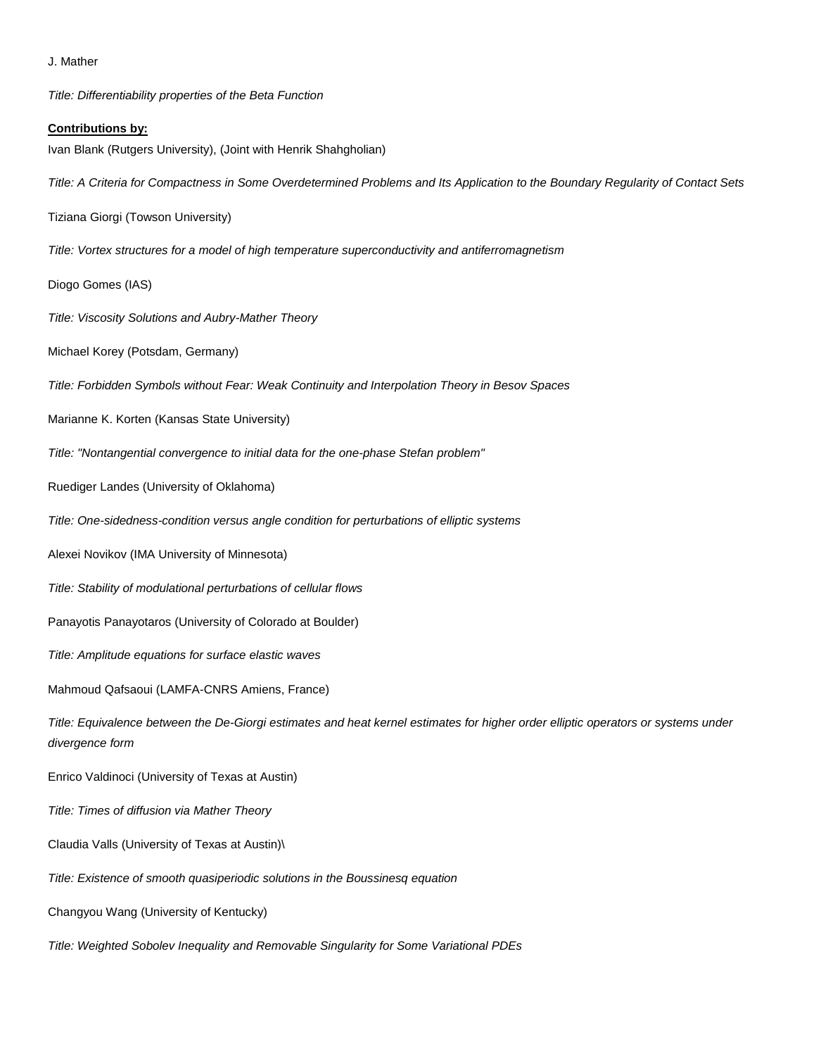J. Mather

*Title: Differentiability properties of the Beta Function*

**Contributions by:**

Ivan Blank (Rutgers University), (Joint with Henrik Shahgholian)

*Title: A Criteria for Compactness in Some Overdetermined Problems and Its Application to the Boundary Regularity of Contact Sets*

Tiziana Giorgi (Towson University)

*Title: Vortex structures for a model of high temperature superconductivity and antiferromagnetism*

Diogo Gomes (IAS)

*Title: Viscosity Solutions and Aubry-Mather Theory*

Michael Korey (Potsdam, Germany)

*Title: Forbidden Symbols without Fear: Weak Continuity and Interpolation Theory in Besov Spaces*

Marianne K. Korten (Kansas State University)

*Title: "Nontangential convergence to initial data for the one-phase Stefan problem"*

Ruediger Landes (University of Oklahoma)

*Title: One-sidedness-condition versus angle condition for perturbations of elliptic systems*

Alexei Novikov (IMA University of Minnesota)

*Title: Stability of modulational perturbations of cellular flows*

Panayotis Panayotaros (University of Colorado at Boulder)

*Title: Amplitude equations for surface elastic waves*

Mahmoud Qafsaoui (LAMFA-CNRS Amiens, France)

*Title: Equivalence between the De-Giorgi estimates and heat kernel estimates for higher order elliptic operators or systems under divergence form*

Enrico Valdinoci (University of Texas at Austin)

*Title: Times of diffusion via Mather Theory*

Claudia Valls (University of Texas at Austin)\

*Title: Existence of smooth quasiperiodic solutions in the Boussinesq equation*

Changyou Wang (University of Kentucky)

*Title: Weighted Sobolev Inequality and Removable Singularity for Some Variational PDEs*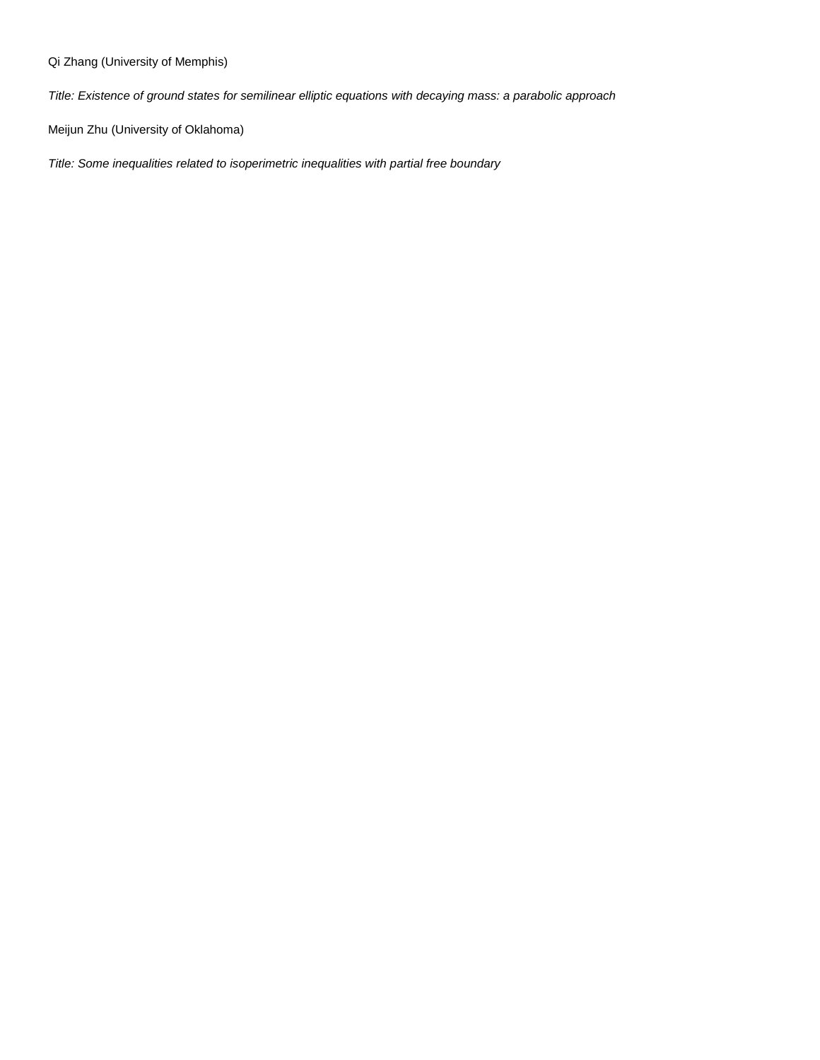Qi Zhang (University of Memphis)

*Title: Existence of ground states for semilinear elliptic equations with decaying mass: a parabolic approach*

Meijun Zhu (University of Oklahoma)

*Title: Some inequalities related to isoperimetric inequalities with partial free boundary*